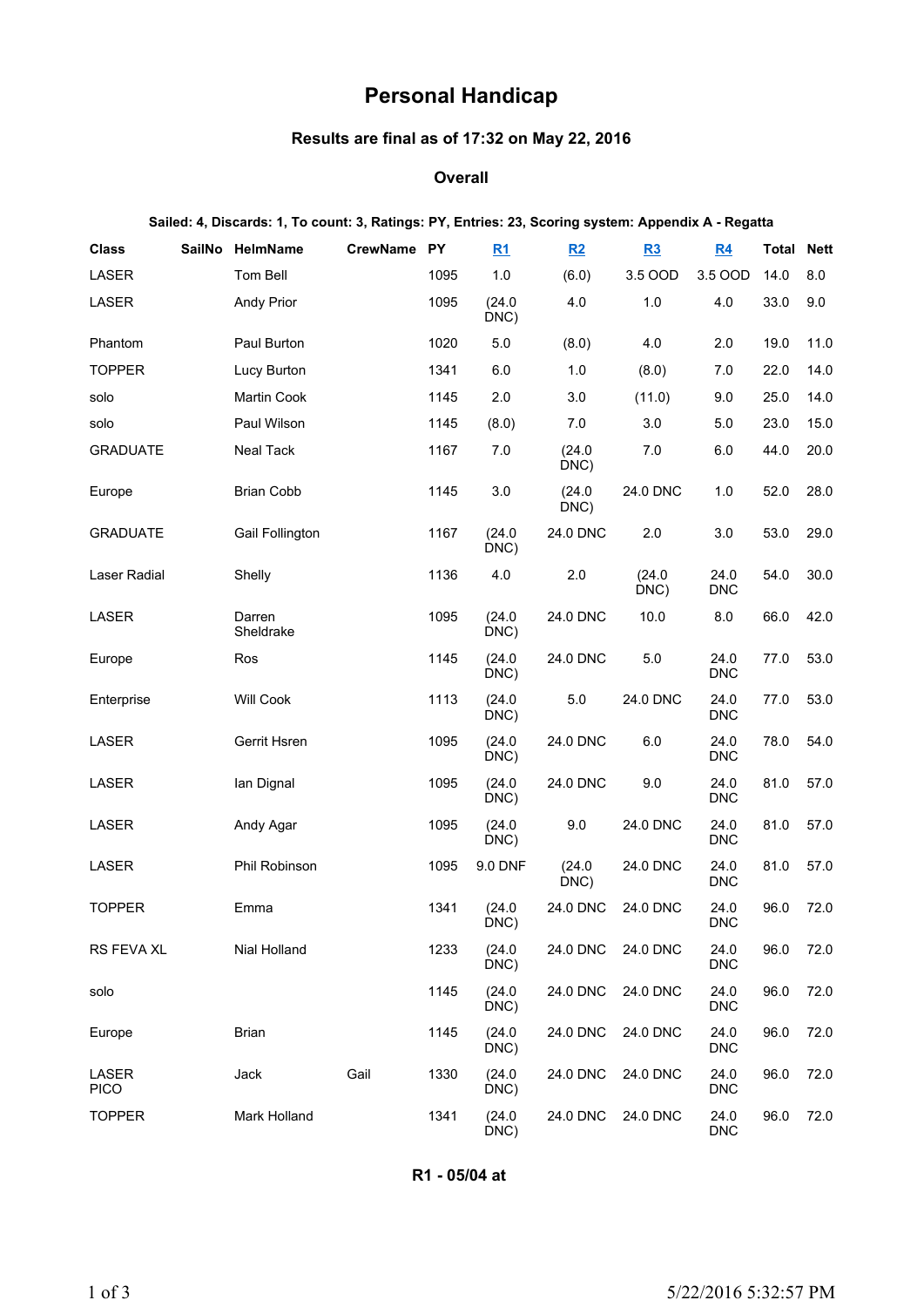# Personal Handicap

### Results are final as of 17:32 on May 22, 2016

### Overall

**Sailed: 4, Discards: 1, To count: 3, Ratings: PY, Entries: 23, Scoring system: Appendix A - Regatta**

| Class | SailNo | HelmName | CrewName | PY | R1 | R2 | R3 | R4 | Total | Nett |
|---|---|---|---|---|---|---|---|---|---|---|
| LASER | | Tom Bell | | 1095 | 1.0 | (6.0) | 3.5 OOD | 3.5 OOD | 14.0 | 8.0 |
| LASER | | Andy Prior | | 1095 | (24.0 DNC) | 4.0 | 1.0 | 4.0 | 33.0 | 9.0 |
| Phantom | | Paul Burton | | 1020 | 5.0 | (8.0) | 4.0 | 2.0 | 19.0 | 11.0 |
| TOPPER | | Lucy Burton | | 1341 | 6.0 | 1.0 | (8.0) | 7.0 | 22.0 | 14.0 |
| solo | | Martin Cook | | 1145 | 2.0 | 3.0 | (11.0) | 9.0 | 25.0 | 14.0 |
| solo | | Paul Wilson | | 1145 | (8.0) | 7.0 | 3.0 | 5.0 | 23.0 | 15.0 |
| GRADUATE | | Neal Tack | | 1167 | 7.0 | (24.0 DNC) | 7.0 | 6.0 | 44.0 | 20.0 |
| Europe | | Brian Cobb | | 1145 | 3.0 | (24.0 DNC) | 24.0 DNC | 1.0 | 52.0 | 28.0 |
| GRADUATE | | Gail Follington | | 1167 | (24.0 DNC) | 24.0 DNC | 2.0 | 3.0 | 53.0 | 29.0 |
| Laser Radial | | Shelly | | 1136 | 4.0 | 2.0 | (24.0 DNC) | 24.0 DNC | 54.0 | 30.0 |
| LASER | | Darren Sheldrake | | 1095 | (24.0 DNC) | 24.0 DNC | 10.0 | 8.0 | 66.0 | 42.0 |
| Europe | | Ros | | 1145 | (24.0 DNC) | 24.0 DNC | 5.0 | 24.0 DNC | 77.0 | 53.0 |
| Enterprise | | Will Cook | | 1113 | (24.0 DNC) | 5.0 | 24.0 DNC | 24.0 DNC | 77.0 | 53.0 |
| LASER | | Gerrit Hsren | | 1095 | (24.0 DNC) | 24.0 DNC | 6.0 | 24.0 DNC | 78.0 | 54.0 |
| LASER | | Ian Dignal | | 1095 | (24.0 DNC) | 24.0 DNC | 9.0 | 24.0 DNC | 81.0 | 57.0 |
| LASER | | Andy Agar | | 1095 | (24.0 DNC) | 9.0 | 24.0 DNC | 24.0 DNC | 81.0 | 57.0 |
| LASER | | Phil Robinson | | 1095 | 9.0 DNF | (24.0 DNC) | 24.0 DNC | 24.0 DNC | 81.0 | 57.0 |
| TOPPER | | Emma | | 1341 | (24.0 DNC) | 24.0 DNC | 24.0 DNC | 24.0 DNC | 96.0 | 72.0 |
| RS FEVA XL | | Nial Holland | | 1233 | (24.0 DNC) | 24.0 DNC | 24.0 DNC | 24.0 DNC | 96.0 | 72.0 |
| solo | | | | 1145 | (24.0 DNC) | 24.0 DNC | 24.0 DNC | 24.0 DNC | 96.0 | 72.0 |
| Europe | | Brian | | 1145 | (24.0 DNC) | 24.0 DNC | 24.0 DNC | 24.0 DNC | 96.0 | 72.0 |
| LASER PICO | | Jack | Gail | 1330 | (24.0 DNC) | 24.0 DNC | 24.0 DNC | 24.0 DNC | 96.0 | 72.0 |
| TOPPER | | Mark Holland | | 1341 | (24.0 DNC) | 24.0 DNC | 24.0 DNC | 24.0 DNC | 96.0 | 72.0 |

### R1 - 05/04 at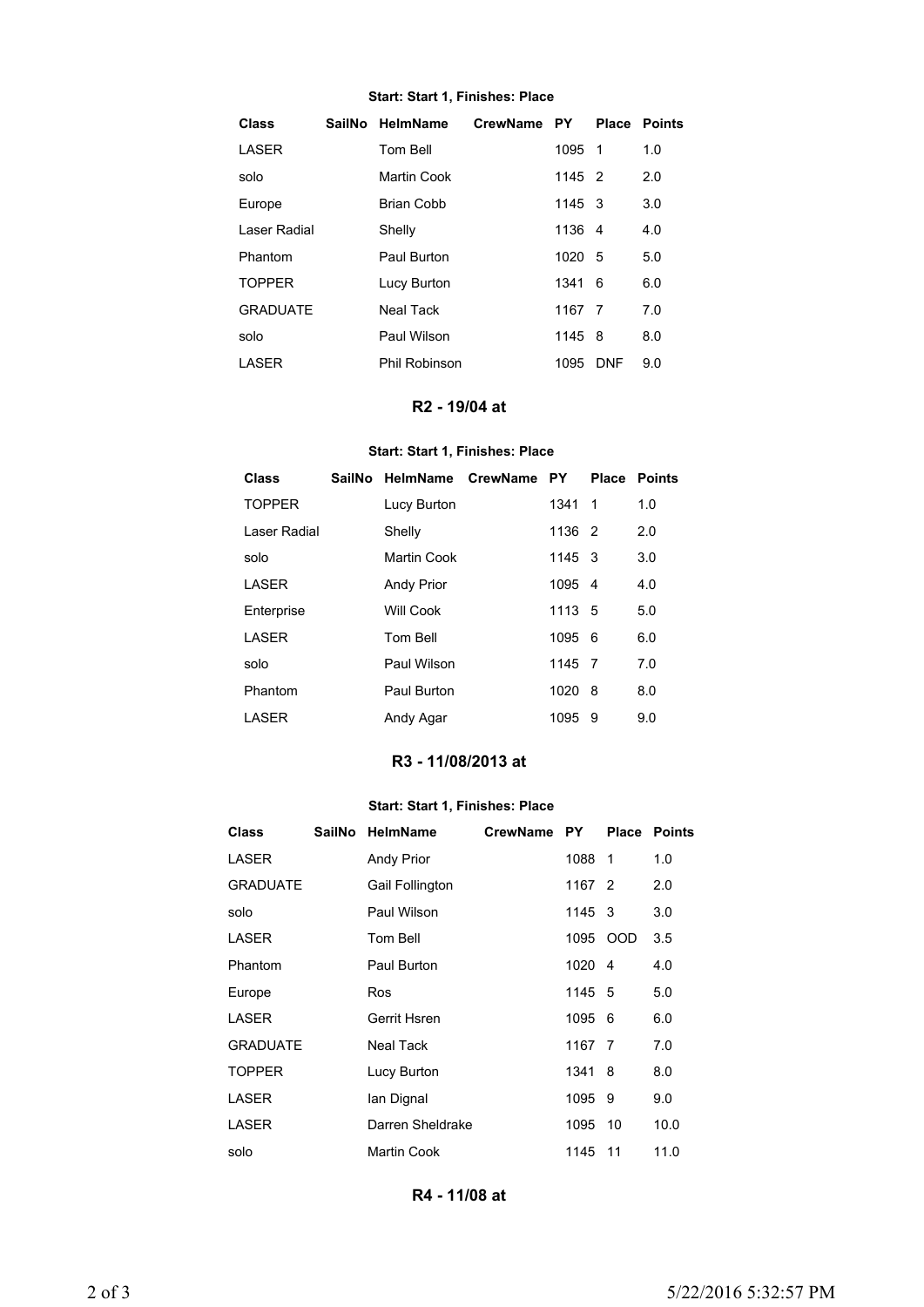**Start: Start 1, Finishes: Place**

| Class | SailNo | HelmName | CrewName | PY | Place | Points |
|---|---|---|---|---|---|---|
| LASER | | Tom Bell | | 1095 | 1 | 1.0 |
| solo | | Martin Cook | | 1145 | 2 | 2.0 |
| Europe | | Brian Cobb | | 1145 | 3 | 3.0 |
| Laser Radial | | Shelly | | 1136 | 4 | 4.0 |
| Phantom | | Paul Burton | | 1020 | 5 | 5.0 |
| TOPPER | | Lucy Burton | | 1341 | 6 | 6.0 |
| GRADUATE | | Neal Tack | | 1167 | 7 | 7.0 |
| solo | | Paul Wilson | | 1145 | 8 | 8.0 |
| LASER | | Phil Robinson | | 1095 | DNF | 9.0 |

## R2 - 19/04 at

**Start: Start 1, Finishes: Place**

| Class | SailNo | HelmName | CrewName | PY | Place | Points |
|---|---|---|---|---|---|---|
| TOPPER | | Lucy Burton | | 1341 | 1 | 1.0 |
| Laser Radial | | Shelly | | 1136 | 2 | 2.0 |
| solo | | Martin Cook | | 1145 | 3 | 3.0 |
| LASER | | Andy Prior | | 1095 | 4 | 4.0 |
| Enterprise | | Will Cook | | 1113 | 5 | 5.0 |
| LASER | | Tom Bell | | 1095 | 6 | 6.0 |
| solo | | Paul Wilson | | 1145 | 7 | 7.0 |
| Phantom | | Paul Burton | | 1020 | 8 | 8.0 |
| LASER | | Andy Agar | | 1095 | 9 | 9.0 |

## R3 - 11/08/2013 at

**Start: Start 1, Finishes: Place**

| Class | SailNo | HelmName | CrewName | PY | Place | Points |
|---|---|---|---|---|---|---|
| LASER | | Andy Prior | | 1088 | 1 | 1.0 |
| GRADUATE | | Gail Follington | | 1167 | 2 | 2.0 |
| solo | | Paul Wilson | | 1145 | 3 | 3.0 |
| LASER | | Tom Bell | | 1095 | OOD | 3.5 |
| Phantom | | Paul Burton | | 1020 | 4 | 4.0 |
| Europe | | Ros | | 1145 | 5 | 5.0 |
| LASER | | Gerrit Hsren | | 1095 | 6 | 6.0 |
| GRADUATE | | Neal Tack | | 1167 | 7 | 7.0 |
| TOPPER | | Lucy Burton | | 1341 | 8 | 8.0 |
| LASER | | Ian Dignal | | 1095 | 9 | 9.0 |
| LASER | | Darren Sheldrake | | 1095 | 10 | 10.0 |
| solo | | Martin Cook | | 1145 | 11 | 11.0 |

## R4 - 11/08 at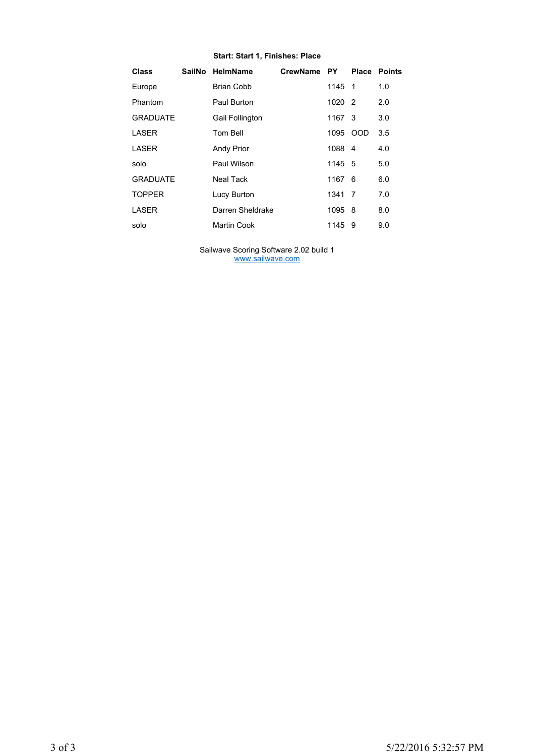**Start: Start 1, Finishes: Place**

| Class | SailNo | HelmName | CrewName | PY | Place | Points |
|---|---|---|---|---|---|---|
| Europe | | Brian Cobb | | 1145 | 1 | 1.0 |
| Phantom | | Paul Burton | | 1020 | 2 | 2.0 |
| GRADUATE | | Gail Follington | | 1167 | 3 | 3.0 |
| LASER | | Tom Bell | | 1095 | OOD | 3.5 |
| LASER | | Andy Prior | | 1088 | 4 | 4.0 |
| solo | | Paul Wilson | | 1145 | 5 | 5.0 |
| GRADUATE | | Neal Tack | | 1167 | 6 | 6.0 |
| TOPPER | | Lucy Burton | | 1341 | 7 | 7.0 |
| LASER | | Darren Sheldrake | | 1095 | 8 | 8.0 |
| solo | | Martin Cook | | 1145 | 9 | 9.0 |

Sailwave Scoring Software 2.02 build 1
www.sailwave.com